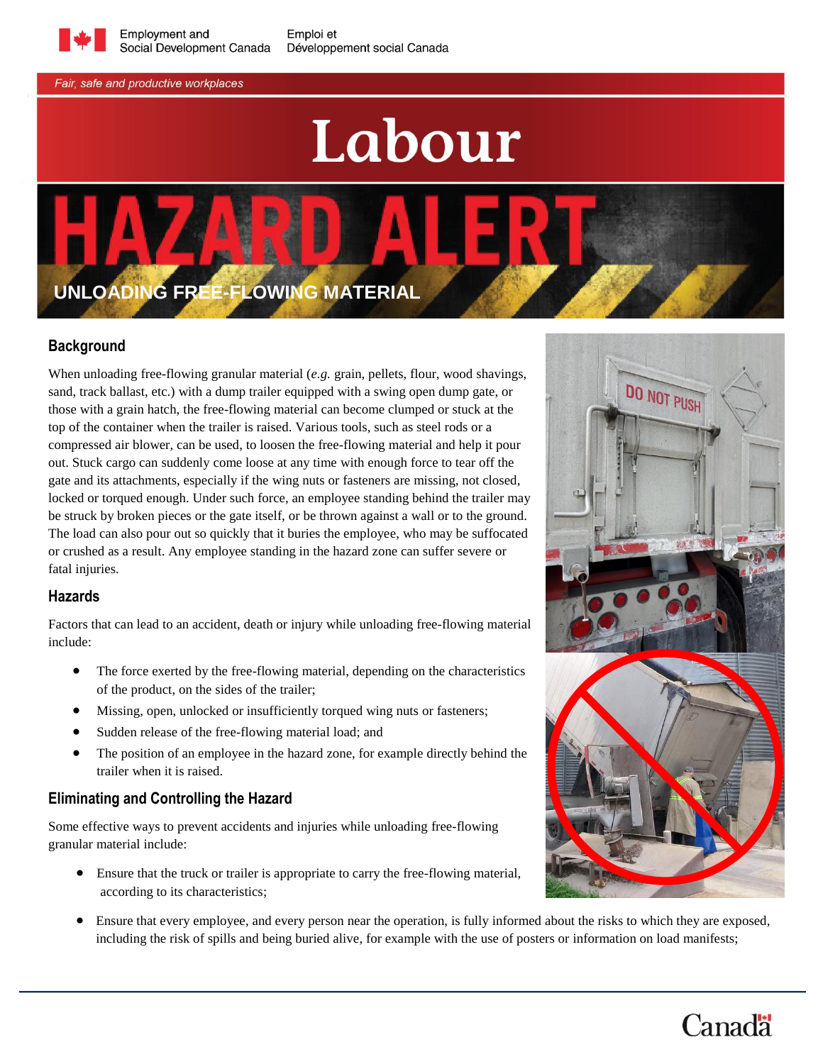Employment and Social Development Canada / Emploi et Développement social Canada

*Fair, safe and productive workplaces*

# Labour

# HAZARD ALERT

## UNLOADING FREE-FLOWING MATERIAL

### Background

When unloading free-flowing granular material (*e.g.* grain, pellets, flour, wood shavings, sand, track ballast, etc.) with a dump trailer equipped with a swing open dump gate, or those with a grain hatch, the free-flowing material can become clumped or stuck at the top of the container when the trailer is raised. Various tools, such as steel rods or a compressed air blower, can be used, to loosen the free-flowing material and help it pour out. Stuck cargo can suddenly come loose at any time with enough force to tear off the gate and its attachments, especially if the wing nuts or fasteners are missing, not closed, locked or torqued enough. Under such force, an employee standing behind the trailer may be struck by broken pieces or the gate itself, or be thrown against a wall or to the ground. The load can also pour out so quickly that it buries the employee, who may be suffocated or crushed as a result. Any employee standing in the hazard zone can suffer severe or fatal injuries.

### Hazards

Factors that can lead to an accident, death or injury while unloading free-flowing material include:

- The force exerted by the free-flowing material, depending on the characteristics of the product, on the sides of the trailer;
- Missing, open, unlocked or insufficiently torqued wing nuts or fasteners;
- Sudden release of the free-flowing material load; and
- The position of an employee in the hazard zone, for example directly behind the trailer when it is raised.

### Eliminating and Controlling the Hazard

Some effective ways to prevent accidents and injuries while unloading free-flowing granular material include:

- Ensure that the truck or trailer is appropriate to carry the free-flowing material, according to its characteristics;
- Ensure that every employee, and every person near the operation, is fully informed about the risks to which they are exposed, including the risk of spills and being buried alive, for example with the use of posters or information on load manifests;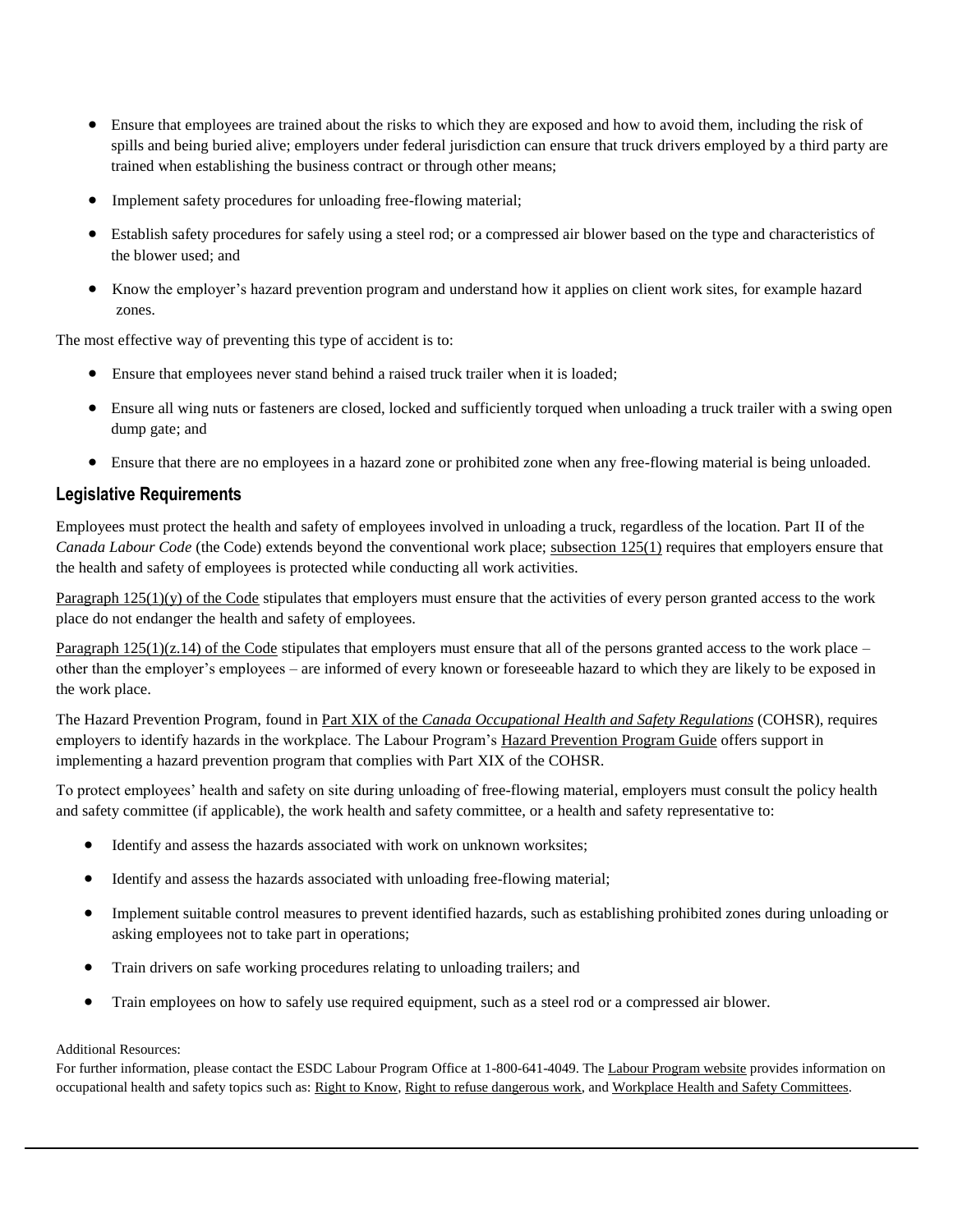- Ensure that employees are trained about the risks to which they are exposed and how to avoid them, including the risk of spills and being buried alive; employers under federal jurisdiction can ensure that truck drivers employed by a third party are trained when establishing the business contract or through other means;
- Implement safety procedures for unloading free-flowing material;
- Establish safety procedures for safely using a steel rod; or a compressed air blower based on the type and characteristics of the blower used; and
- Know the employer's hazard prevention program and understand how it applies on client work sites, for example hazard zones.

The most effective way of preventing this type of accident is to:

- Ensure that employees never stand behind a raised truck trailer when it is loaded;
- Ensure all wing nuts or fasteners are closed, locked and sufficiently torqued when unloading a truck trailer with a swing open dump gate; and
- Ensure that there are no employees in a hazard zone or prohibited zone when any free-flowing material is being unloaded.

## Legislative Requirements

Employees must protect the health and safety of employees involved in unloading a truck, regardless of the location. Part II of the *Canada Labour Code* (the Code) extends beyond the conventional work place; subsection 125(1) requires that employers ensure that the health and safety of employees is protected while conducting all work activities.

Paragraph 125(1)(y) of the Code stipulates that employers must ensure that the activities of every person granted access to the work place do not endanger the health and safety of employees.

Paragraph 125(1)(z.14) of the Code stipulates that employers must ensure that all of the persons granted access to the work place – other than the employer's employees – are informed of every known or foreseeable hazard to which they are likely to be exposed in the work place.

The Hazard Prevention Program, found in Part XIX of the *Canada Occupational Health and Safety Regulations* (COHSR), requires employers to identify hazards in the workplace. The Labour Program's Hazard Prevention Program Guide offers support in implementing a hazard prevention program that complies with Part XIX of the COHSR.

To protect employees' health and safety on site during unloading of free-flowing material, employers must consult the policy health and safety committee (if applicable), the work health and safety committee, or a health and safety representative to:

- Identify and assess the hazards associated with work on unknown worksites;
- Identify and assess the hazards associated with unloading free-flowing material;
- Implement suitable control measures to prevent identified hazards, such as establishing prohibited zones during unloading or asking employees not to take part in operations;
- Train drivers on safe working procedures relating to unloading trailers; and
- Train employees on how to safely use required equipment, such as a steel rod or a compressed air blower.

Additional Resources:
For further information, please contact the ESDC Labour Program Office at 1-800-641-4049. The Labour Program website provides information on occupational health and safety topics such as: Right to Know, Right to refuse dangerous work, and Workplace Health and Safety Committees.